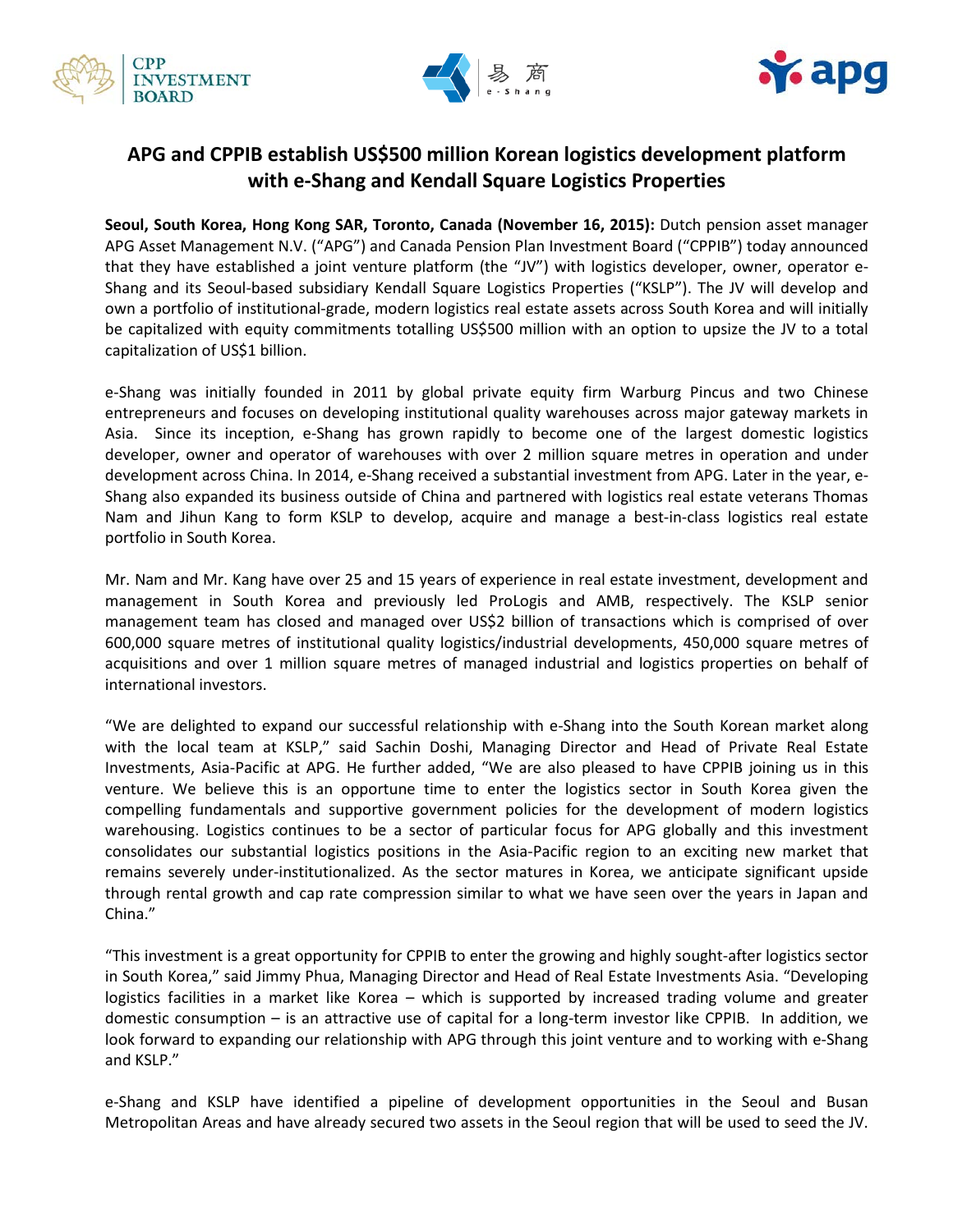# APG and CPPIB establish US$500 million Korean logistics development platform with e-Shang and Kendall Square Logistics Properties

**Seoul, South Korea, Hong Kong SAR, Toronto, Canada (November 16, 2015):** Dutch pension asset manager APG Asset Management N.V. ("APG") and Canada Pension Plan Investment Board ("CPPIB") today announced that they have established a joint venture platform (the "JV") with logistics developer, owner, operator e-Shang and its Seoul-based subsidiary Kendall Square Logistics Properties ("KSLP"). The JV will develop and own a portfolio of institutional-grade, modern logistics real estate assets across South Korea and will initially be capitalized with equity commitments totalling US$500 million with an option to upsize the JV to a total capitalization of US$1 billion.

e-Shang was initially founded in 2011 by global private equity firm Warburg Pincus and two Chinese entrepreneurs and focuses on developing institutional quality warehouses across major gateway markets in Asia. Since its inception, e-Shang has grown rapidly to become one of the largest domestic logistics developer, owner and operator of warehouses with over 2 million square metres in operation and under development across China. In 2014, e-Shang received a substantial investment from APG. Later in the year, e-Shang also expanded its business outside of China and partnered with logistics real estate veterans Thomas Nam and Jihun Kang to form KSLP to develop, acquire and manage a best-in-class logistics real estate portfolio in South Korea.

Mr. Nam and Mr. Kang have over 25 and 15 years of experience in real estate investment, development and management in South Korea and previously led ProLogis and AMB, respectively. The KSLP senior management team has closed and managed over US$2 billion of transactions which is comprised of over 600,000 square metres of institutional quality logistics/industrial developments, 450,000 square metres of acquisitions and over 1 million square metres of managed industrial and logistics properties on behalf of international investors.

"We are delighted to expand our successful relationship with e-Shang into the South Korean market along with the local team at KSLP," said Sachin Doshi, Managing Director and Head of Private Real Estate Investments, Asia-Pacific at APG. He further added, "We are also pleased to have CPPIB joining us in this venture. We believe this is an opportune time to enter the logistics sector in South Korea given the compelling fundamentals and supportive government policies for the development of modern logistics warehousing. Logistics continues to be a sector of particular focus for APG globally and this investment consolidates our substantial logistics positions in the Asia-Pacific region to an exciting new market that remains severely under-institutionalized. As the sector matures in Korea, we anticipate significant upside through rental growth and cap rate compression similar to what we have seen over the years in Japan and China."

"This investment is a great opportunity for CPPIB to enter the growing and highly sought-after logistics sector in South Korea," said Jimmy Phua, Managing Director and Head of Real Estate Investments Asia. "Developing logistics facilities in a market like Korea – which is supported by increased trading volume and greater domestic consumption – is an attractive use of capital for a long-term investor like CPPIB. In addition, we look forward to expanding our relationship with APG through this joint venture and to working with e-Shang and KSLP."

e-Shang and KSLP have identified a pipeline of development opportunities in the Seoul and Busan Metropolitan Areas and have already secured two assets in the Seoul region that will be used to seed the JV.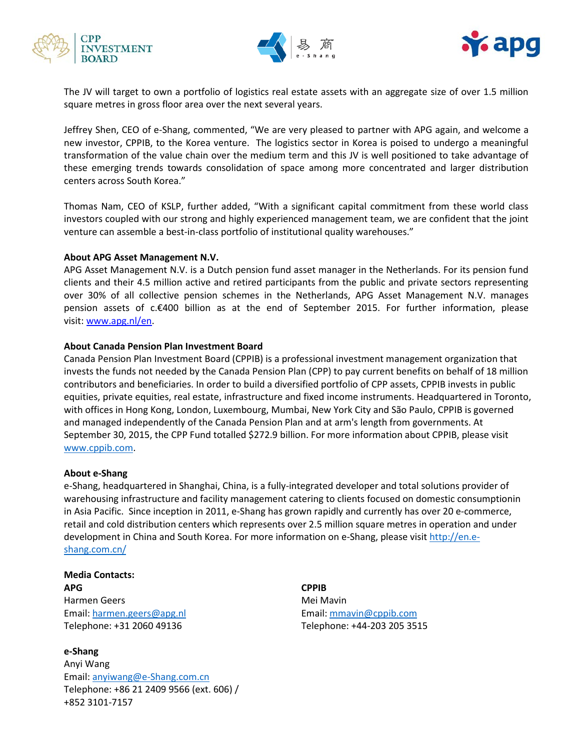The JV will target to own a portfolio of logistics real estate assets with an aggregate size of over 1.5 million square metres in gross floor area over the next several years.

Jeffrey Shen, CEO of e-Shang, commented, "We are very pleased to partner with APG again, and welcome a new investor, CPPIB, to the Korea venture. The logistics sector in Korea is poised to undergo a meaningful transformation of the value chain over the medium term and this JV is well positioned to take advantage of these emerging trends towards consolidation of space among more concentrated and larger distribution centers across South Korea."

Thomas Nam, CEO of KSLP, further added, "With a significant capital commitment from these world class investors coupled with our strong and highly experienced management team, we are confident that the joint venture can assemble a best-in-class portfolio of institutional quality warehouses."

**About APG Asset Management N.V.**

APG Asset Management N.V. is a Dutch pension fund asset manager in the Netherlands. For its pension fund clients and their 4.5 million active and retired participants from the public and private sectors representing over 30% of all collective pension schemes in the Netherlands, APG Asset Management N.V. manages pension assets of c.€400 billion as at the end of September 2015. For further information, please visit: www.apg.nl/en.

**About Canada Pension Plan Investment Board**

Canada Pension Plan Investment Board (CPPIB) is a professional investment management organization that invests the funds not needed by the Canada Pension Plan (CPP) to pay current benefits on behalf of 18 million contributors and beneficiaries. In order to build a diversified portfolio of CPP assets, CPPIB invests in public equities, private equities, real estate, infrastructure and fixed income instruments. Headquartered in Toronto, with offices in Hong Kong, London, Luxembourg, Mumbai, New York City and São Paulo, CPPIB is governed and managed independently of the Canada Pension Plan and at arm's length from governments. At September 30, 2015, the CPP Fund totalled $272.9 billion. For more information about CPPIB, please visit www.cppib.com.

**About e-Shang**

e-Shang, headquartered in Shanghai, China, is a fully-integrated developer and total solutions provider of warehousing infrastructure and facility management catering to clients focused on domestic consumptionin in Asia Pacific. Since inception in 2011, e-Shang has grown rapidly and currently has over 20 e-commerce, retail and cold distribution centers which represents over 2.5 million square metres in operation and under development in China and South Korea. For more information on e-Shang, please visit http://en.e-shang.com.cn/

**Media Contacts:**

**APG**
Harmen Geers
Email: harmen.geers@apg.nl
Telephone: +31 2060 49136

**CPPIB**
Mei Mavin
Email: mmavin@cppib.com
Telephone: +44-203 205 3515

**e-Shang**
Anyi Wang
Email: anyiwang@e-Shang.com.cn
Telephone: +86 21 2409 9566 (ext. 606) /
+852 3101-7157